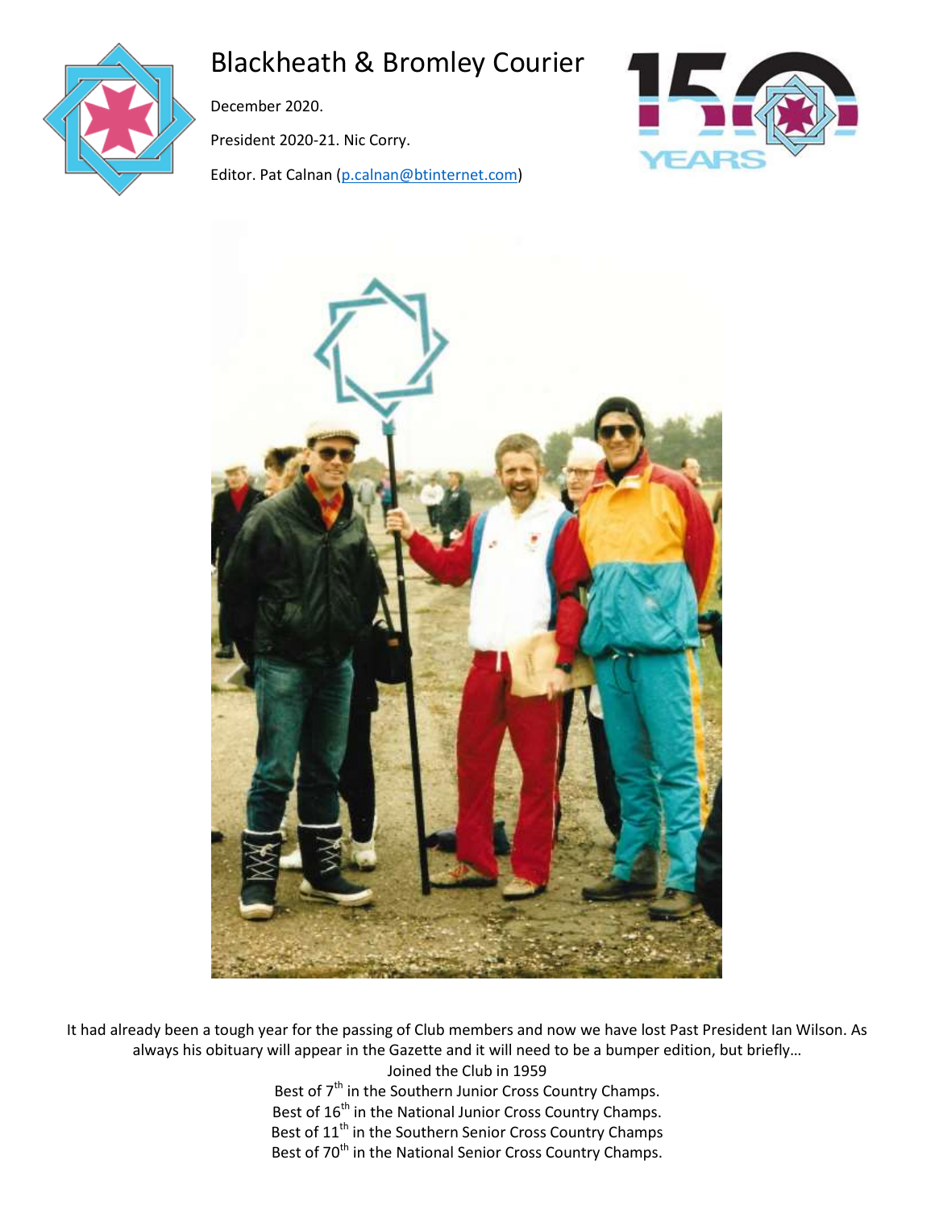# Blackheath & Bromley Courier

December 2020.

President 2020-21. Nic Corry.

Editor. Pat Calnan (p.calnan@btinternet.com)

It had already been a tough year for the passing of Club members and now we have lost Past President Ian Wilson. As always his obituary will appear in the Gazette and it will need to be a bumper edition, but briefly…

Joined the Club in 1959

Best of 7th in the Southern Junior Cross Country Champs.

Best of 16th in the National Junior Cross Country Champs.

Best of 11th in the Southern Senior Cross Country Champs

Best of 70th in the National Senior Cross Country Champs.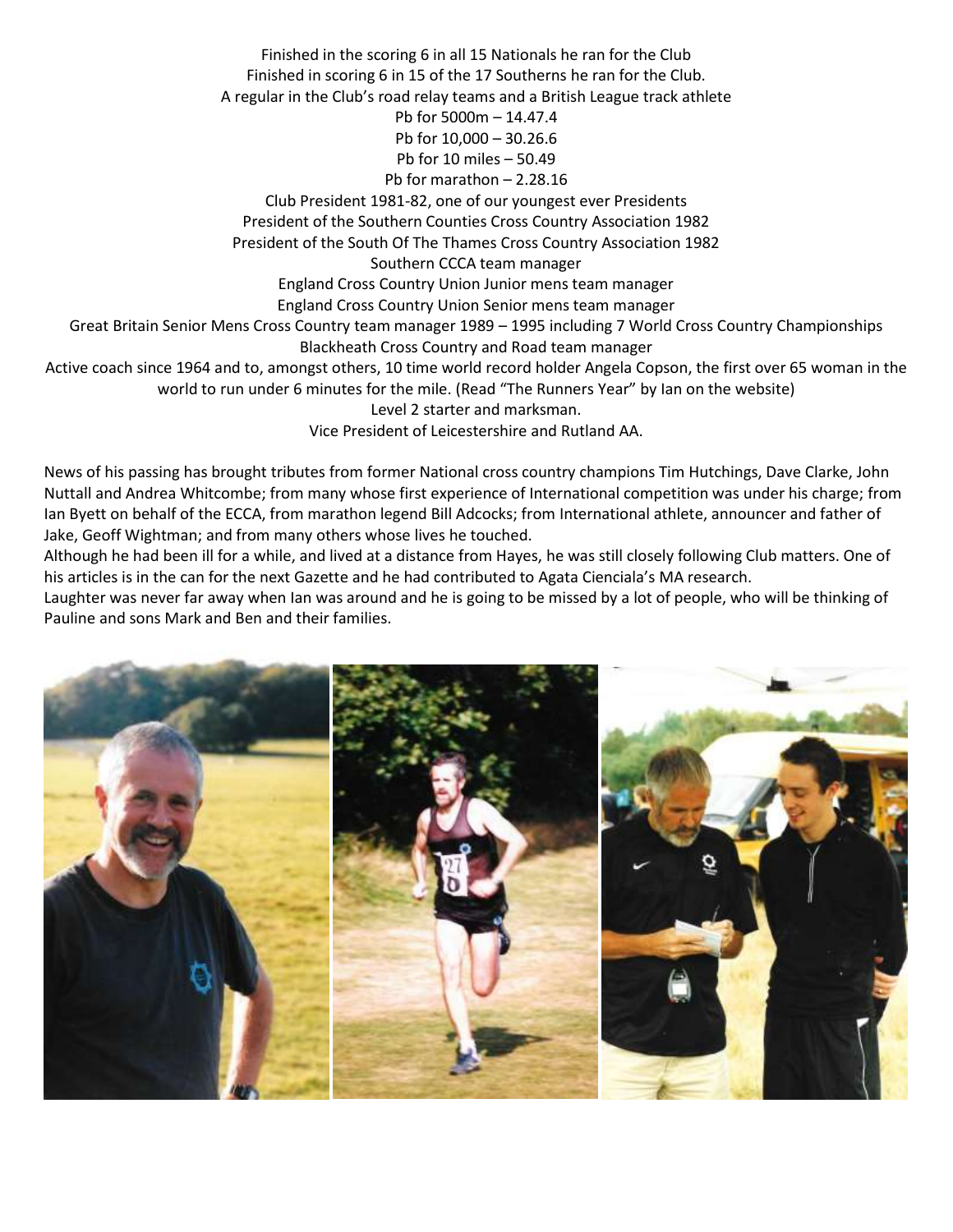Finished in the scoring 6 in all 15 Nationals he ran for the Club

Finished in scoring 6 in 15 of the 17 Southerns he ran for the Club.

A regular in the Club's road relay teams and a British League track athlete

Pb for 5000m – 14.47.4

Pb for 10,000 – 30.26.6

Pb for 10 miles – 50.49

Pb for marathon – 2.28.16

Club President 1981-82, one of our youngest ever Presidents

President of the Southern Counties Cross Country Association 1982

President of the South Of The Thames Cross Country Association 1982

Southern CCCA team manager

England Cross Country Union Junior mens team manager

England Cross Country Union Senior mens team manager

Great Britain Senior Mens Cross Country team manager 1989 – 1995 including 7 World Cross Country Championships

Blackheath Cross Country and Road team manager

Active coach since 1964 and to, amongst others, 10 time world record holder Angela Copson, the first over 65 woman in the world to run under 6 minutes for the mile. (Read "The Runners Year" by Ian on the website)

Level 2 starter and marksman.

Vice President of Leicestershire and Rutland AA.

News of his passing has brought tributes from former National cross country champions Tim Hutchings, Dave Clarke, John Nuttall and Andrea Whitcombe; from many whose first experience of International competition was under his charge; from Ian Byett on behalf of the ECCA, from marathon legend Bill Adcocks; from International athlete, announcer and father of Jake, Geoff Wightman; and from many others whose lives he touched.

Although he had been ill for a while, and lived at a distance from Hayes, he was still closely following Club matters. One of his articles is in the can for the next Gazette and he had contributed to Agata Cienciala's MA research.

Laughter was never far away when Ian was around and he is going to be missed by a lot of people, who will be thinking of Pauline and sons Mark and Ben and their families.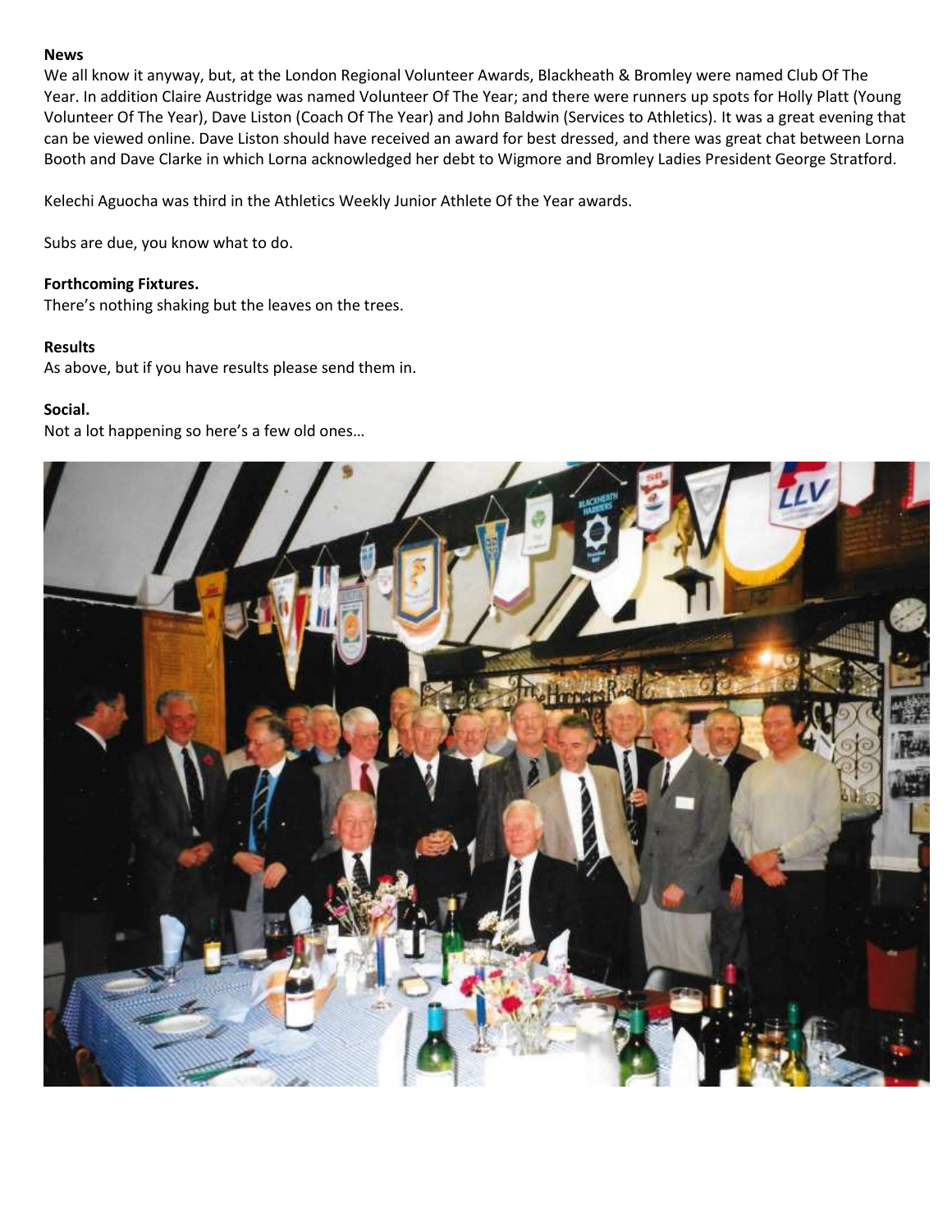**News**

We all know it anyway, but, at the London Regional Volunteer Awards, Blackheath & Bromley were named Club Of The Year. In addition Claire Austridge was named Volunteer Of The Year; and there were runners up spots for Holly Platt (Young Volunteer Of The Year), Dave Liston (Coach Of The Year) and John Baldwin (Services to Athletics). It was a great evening that can be viewed online. Dave Liston should have received an award for best dressed, and there was great chat between Lorna Booth and Dave Clarke in which Lorna acknowledged her debt to Wigmore and Bromley Ladies President George Stratford.

Kelechi Aguocha was third in the Athletics Weekly Junior Athlete Of the Year awards.

Subs are due, you know what to do.

**Forthcoming Fixtures.**

There's nothing shaking but the leaves on the trees.

**Results**

As above, but if you have results please send them in.

**Social.**

Not a lot happening so here's a few old ones…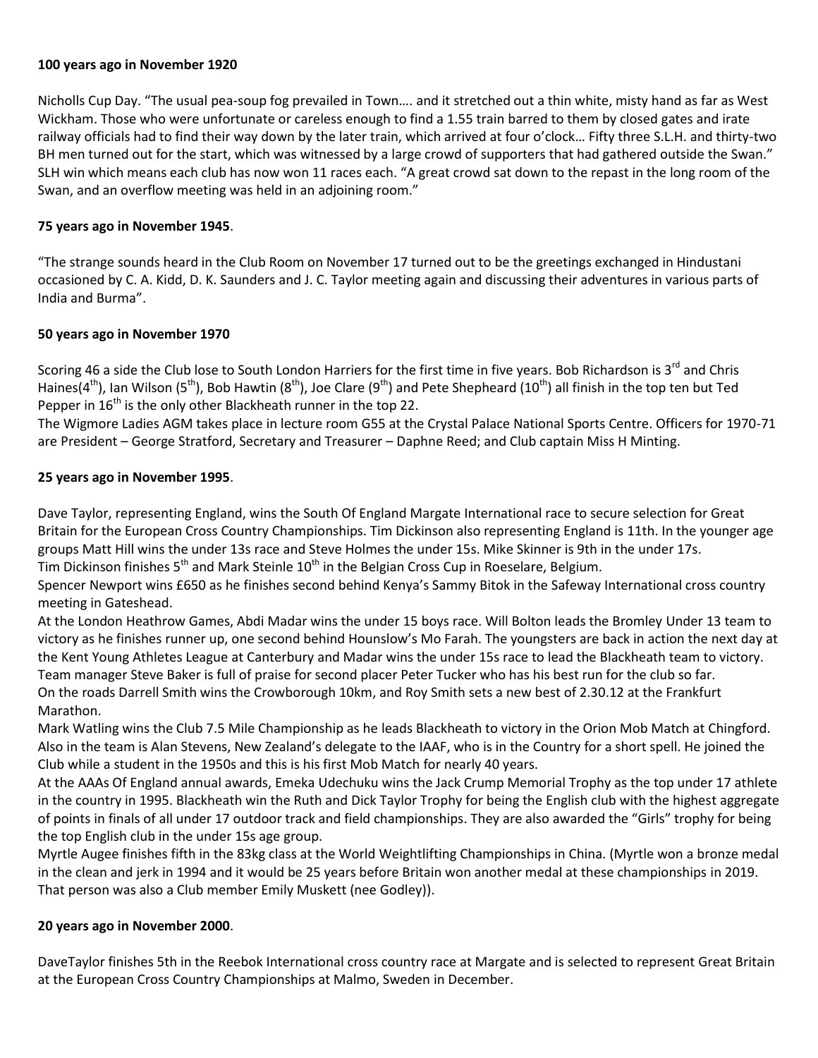**100 years ago in November 1920**

Nicholls Cup Day. "The usual pea-soup fog prevailed in Town…. and it stretched out a thin white, misty hand as far as West Wickham. Those who were unfortunate or careless enough to find a 1.55 train barred to them by closed gates and irate railway officials had to find their way down by the later train, which arrived at four o'clock… Fifty three S.L.H. and thirty-two BH men turned out for the start, which was witnessed by a large crowd of supporters that had gathered outside the Swan." SLH win which means each club has now won 11 races each. "A great crowd sat down to the repast in the long room of the Swan, and an overflow meeting was held in an adjoining room."

**75 years ago in November 1945**.

"The strange sounds heard in the Club Room on November 17 turned out to be the greetings exchanged in Hindustani occasioned by C. A. Kidd, D. K. Saunders and J. C. Taylor meeting again and discussing their adventures in various parts of India and Burma".

**50 years ago in November 1970**

Scoring 46 a side the Club lose to South London Harriers for the first time in five years. Bob Richardson is 3rd and Chris Haines(4th), Ian Wilson (5th), Bob Hawtin (8th), Joe Clare (9th) and Pete Shepheard (10th) all finish in the top ten but Ted Pepper in 16th is the only other Blackheath runner in the top 22.

The Wigmore Ladies AGM takes place in lecture room G55 at the Crystal Palace National Sports Centre. Officers for 1970-71 are President – George Stratford, Secretary and Treasurer – Daphne Reed; and Club captain Miss H Minting.

**25 years ago in November 1995**.

Dave Taylor, representing England, wins the South Of England Margate International race to secure selection for Great Britain for the European Cross Country Championships. Tim Dickinson also representing England is 11th. In the younger age groups Matt Hill wins the under 13s race and Steve Holmes the under 15s. Mike Skinner is 9th in the under 17s.

Tim Dickinson finishes 5th and Mark Steinle 10th in the Belgian Cross Cup in Roeselare, Belgium.

Spencer Newport wins £650 as he finishes second behind Kenya's Sammy Bitok in the Safeway International cross country meeting in Gateshead.

At the London Heathrow Games, Abdi Madar wins the under 15 boys race. Will Bolton leads the Bromley Under 13 team to victory as he finishes runner up, one second behind Hounslow's Mo Farah. The youngsters are back in action the next day at the Kent Young Athletes League at Canterbury and Madar wins the under 15s race to lead the Blackheath team to victory. Team manager Steve Baker is full of praise for second placer Peter Tucker who has his best run for the club so far.

On the roads Darrell Smith wins the Crowborough 10km, and Roy Smith sets a new best of 2.30.12 at the Frankfurt Marathon.

Mark Watling wins the Club 7.5 Mile Championship as he leads Blackheath to victory in the Orion Mob Match at Chingford. Also in the team is Alan Stevens, New Zealand's delegate to the IAAF, who is in the Country for a short spell. He joined the Club while a student in the 1950s and this is his first Mob Match for nearly 40 years.

At the AAAs Of England annual awards, Emeka Udechuku wins the Jack Crump Memorial Trophy as the top under 17 athlete in the country in 1995. Blackheath win the Ruth and Dick Taylor Trophy for being the English club with the highest aggregate of points in finals of all under 17 outdoor track and field championships. They are also awarded the "Girls" trophy for being the top English club in the under 15s age group.

Myrtle Augee finishes fifth in the 83kg class at the World Weightlifting Championships in China. (Myrtle won a bronze medal in the clean and jerk in 1994 and it would be 25 years before Britain won another medal at these championships in 2019. That person was also a Club member Emily Muskett (nee Godley)).

**20 years ago in November 2000**.

DaveTaylor finishes 5th in the Reebok International cross country race at Margate and is selected to represent Great Britain at the European Cross Country Championships at Malmo, Sweden in December.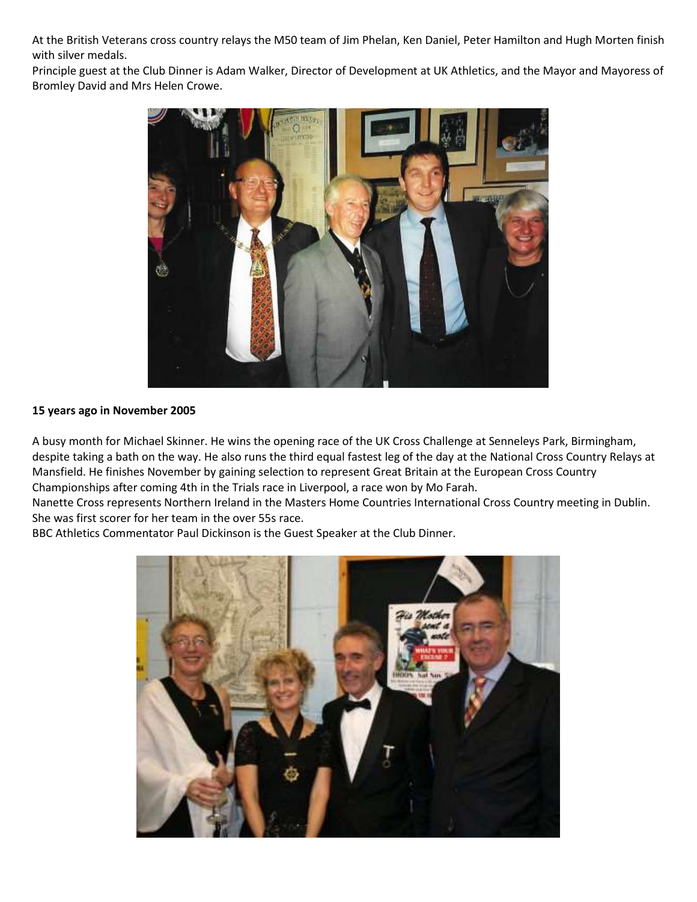At the British Veterans cross country relays the M50 team of Jim Phelan, Ken Daniel, Peter Hamilton and Hugh Morten finish with silver medals.

Principle guest at the Club Dinner is Adam Walker, Director of Development at UK Athletics, and the Mayor and Mayoress of Bromley David and Mrs Helen Crowe.

**15 years ago in November 2005**

A busy month for Michael Skinner. He wins the opening race of the UK Cross Challenge at Senneleys Park, Birmingham, despite taking a bath on the way. He also runs the third equal fastest leg of the day at the National Cross Country Relays at Mansfield. He finishes November by gaining selection to represent Great Britain at the European Cross Country Championships after coming 4th in the Trials race in Liverpool, a race won by Mo Farah.

Nanette Cross represents Northern Ireland in the Masters Home Countries International Cross Country meeting in Dublin. She was first scorer for her team in the over 55s race.

BBC Athletics Commentator Paul Dickinson is the Guest Speaker at the Club Dinner.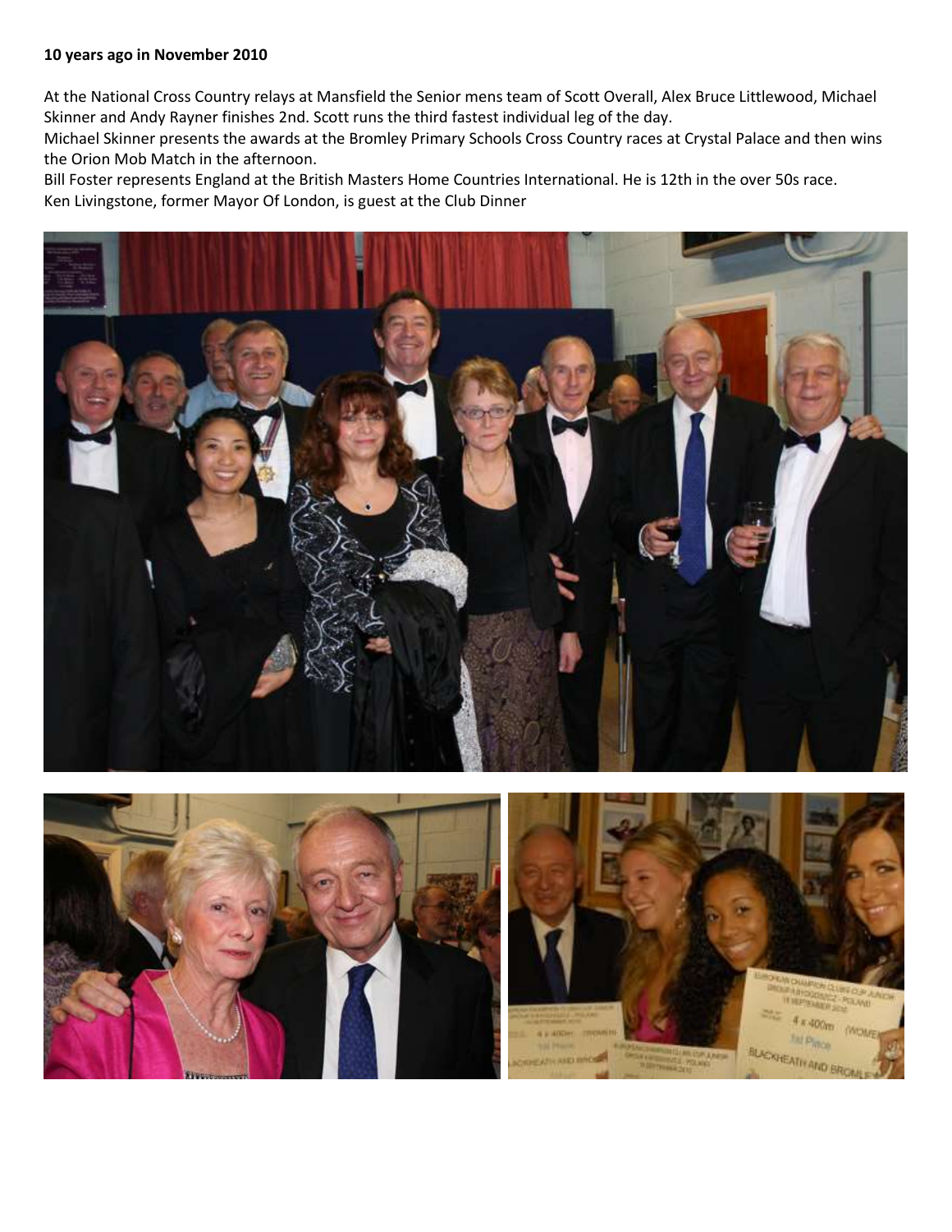**10 years ago in November 2010**

At the National Cross Country relays at Mansfield the Senior mens team of Scott Overall, Alex Bruce Littlewood, Michael Skinner and Andy Rayner finishes 2nd. Scott runs the third fastest individual leg of the day.
Michael Skinner presents the awards at the Bromley Primary Schools Cross Country races at Crystal Palace and then wins the Orion Mob Match in the afternoon.
Bill Foster represents England at the British Masters Home Countries International. He is 12th in the over 50s race.
Ken Livingstone, former Mayor Of London, is guest at the Club Dinner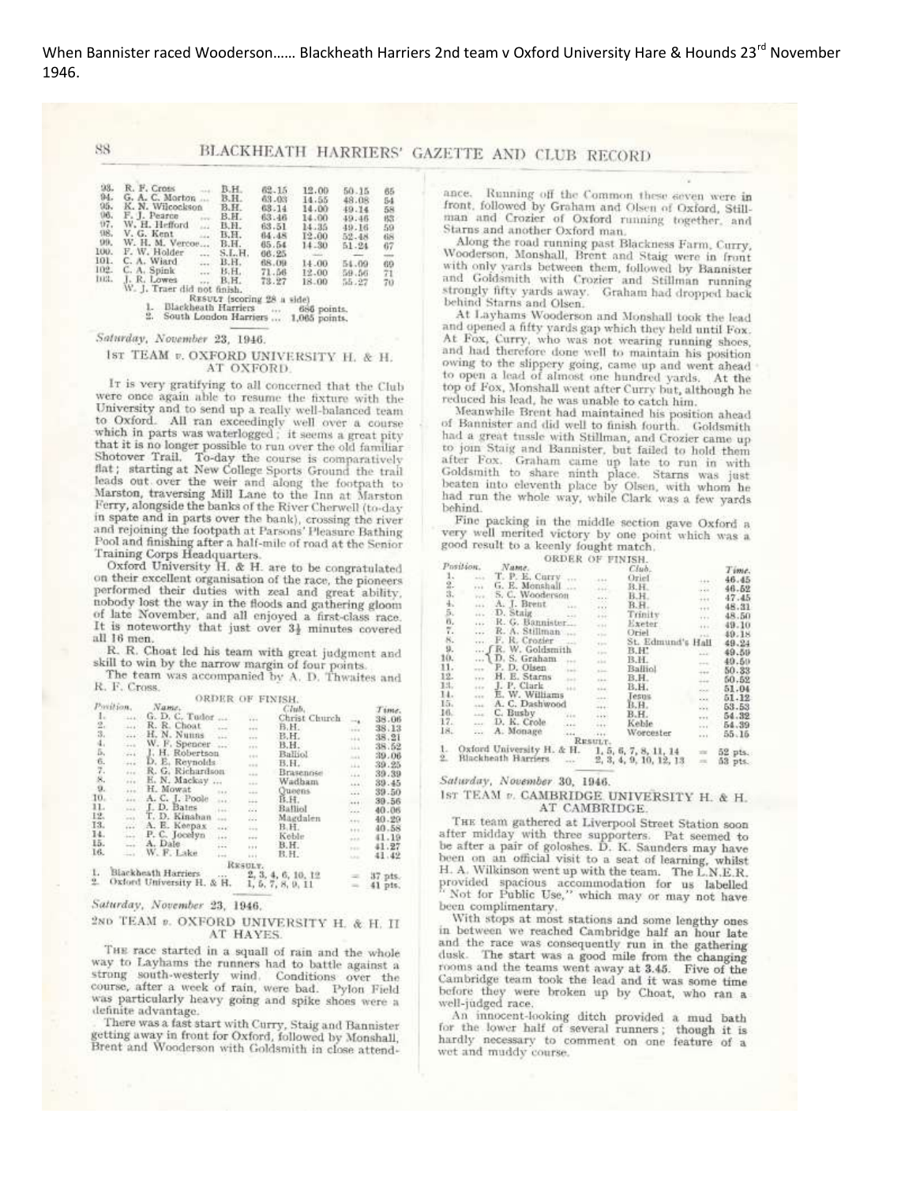When Bannister raced Wooderson…… Blackheath Harriers 2nd team v Oxford University Hare & Hounds 23rd November 1946.

| | | | | | | |
|---|---|---|---|---|---|---|
| 93. | R. F. Cross | B.H. | 62.15 | 12.00 | 50.15 | 65 |
| 94. | G. A. C. Morton | B.H. | 63.03 | 14.55 | 48.08 | 54 |
| 95. | K. N. Wilcockson | B.H. | 63.14 | 14.00 | 49.14 | 58 |
| 96. | F. J. Pearce | B.H. | 63.46 | 14.00 | 49.46 | 63 |
| 97. | W. H. Hefford | B.H. | 63.51 | 14.35 | 49.16 | 59 |
| 98. | V. G. Kent | B.H. | 64.48 | 12.00 | 52.48 | 68 |
| 99. | W. H. M. Vercoe | B.H. | 65.54 | 14.30 | 51.24 | 67 |
| 100. | F. W. Holder | S.L.H. | 66.25 | — | — | — |
| 101. | C. A. Wiard | B.H. | 68.09 | 14.00 | 54.09 | 69 |
| 102. | C. A. Spink | B.H. | 71.56 | 12.00 | 59.56 | 71 |
| 103. | J. R. Lowes | B.H. | 73.27 | 18.00 | 55.27 | 70 |

W. J. Traer did not finish.

RESULT (scoring 28 a side)
1. Blackheath Harriers ... 686 points.
2. South London Harriers ... 1,065 points.

*Saturday, November 23, 1946.*

## 1ST TEAM v. OXFORD UNIVERSITY H. & H. AT OXFORD.

It is very gratifying to all concerned that the Club were once again able to resume the fixture with the University and to send up a really well-balanced team to Oxford. All ran exceedingly well over a course which in parts was waterlogged; it seems a great pity that it is no longer possible to run over the old familiar Shotover Trail. To-day the course is comparatively flat; starting at New College Sports Ground the trail leads out over the weir and along the footpath to Marston, traversing Mill Lane to the Inn at Marston Ferry, alongside the banks of the River Cherwell (to-day in spate and in parts over the bank), crossing the river and rejoining the footpath at Parsons' Pleasure Bathing Pool and finishing after a half-mile of road at the Senior Training Corps Headquarters.

Oxford University H. & H. are to be congratulated on their excellent organisation of the race, the pioneers performed their duties with zeal and great ability, nobody lost the way in the floods and gathering gloom of late November, and all enjoyed a first-class race. It is noteworthy that just over 3½ minutes covered all 16 men.

R. R. Choat led his team with great judgment and skill to win by the narrow margin of four points.

The team was accompanied by A. D. Thwaites and R. F. Cross.

ORDER OF FINISH.

| Position. | Name. | Club. | Time. |
|---|---|---|---|
| 1. | G. D. C. Tudor | Christ Church | 38.06 |
| 2. | R. R. Choat | B.H. | 38.13 |
| 3. | H. N. Nunns | B.H. | 38.21 |
| 4. | W. F. Spencer | B.H. | 38.52 |
| 5. | J. H. Robertson | Balliol | 39.06 |
| 6. | D. E. Reynolds | B.H. | 39.25 |
| 7. | R. G. Richardson | Brasenose | 39.39 |
| 8. | E. N. Mackay | Wadham | 39.45 |
| 9. | H. Mowat | Queens | 39.50 |
| 10. | A. C. J. Poole | B.H. | 39.56 |
| 11. | J. D. Bates | Balliol | 40.06 |
| 12. | T. D. Kinahan | Magdalen | 40.29 |
| 13. | A. E. Keepax | B.H. | 40.58 |
| 14. | P. C. Jocelyn | Keble | 41.19 |
| 15. | A. Dale | B.H. | 41.27 |
| 16. | W. F. Lake | B.H. | 41.42 |

RESULT.
1. Blackheath Harriers ... 2, 3, 4, 6, 10, 12 = 37 pts.
2. Oxford University H. & H. 1, 5, 7, 8, 9, 11 = 41 pts.

*Saturday, November 23, 1946.*

## 2ND TEAM v. OXFORD UNIVERSITY H. & H. II AT HAYES.

The race started in a squall of rain and the whole way to Layhams the runners had to battle against a strong south-westerly wind. Conditions over the course, after a week of rain, were bad. Pylon Field was particularly heavy going and spike shoes were a definite advantage.

There was a fast start with Curry, Staig and Bannister getting away in front for Oxford, followed by Monshall, Brent and Wooderson with Goldsmith in close attendance. Running off the Common these seven were in front, followed by Graham and Olsen of Oxford, Stillman and Crozier of Oxford running together, and Starns and another Oxford man.

Along the road running past Blackness Farm, Curry, Wooderson, Monshall, Brent and Staig were in front with only yards between them, followed by Bannister and Goldsmith with Crozier and Stillman running strongly fifty yards away. Graham had dropped back behind Starns and Olsen.

At Layhams Wooderson and Monshall took the lead and opened a fifty yards gap which they held until Fox. At Fox, Curry, who was not wearing running shoes, and had therefore done well to maintain his position owing to the slippery going, came up and went ahead to open a lead of almost one hundred yards. At the top of Fox, Monshall went after Curry but, although he reduced his lead, he was unable to catch him.

Meanwhile Brent had maintained his position ahead of Bannister and did well to finish fourth. Goldsmith had a great tussle with Stillman, and Crozier came up to join Staig and Bannister, but failed to hold them after Fox. Graham came up late to run in with Goldsmith to share ninth place. Starns was just beaten into eleventh place by Olsen, with whom he had run the whole way, while Clark was a few yards behind.

Fine packing in the middle section gave Oxford a very well merited victory by one point which was a good result to a keenly fought match.

ORDER OF FINISH.

| Position. | Name. | Club. | Time. |
|---|---|---|---|
| 1. | T. P. E. Curry | Oriel | 46.45 |
| 2. | G. E. Monshall | B.H. | 46.52 |
| 3. | S. C. Wooderson | B.H. | 47.45 |
| 4. | A. J. Brent | B.H. | 48.31 |
| 5. | D. Staig | Trinity | 48.50 |
| 6. | R. G. Bannister | Exeter | 49.10 |
| 7. | R. A. Stillman | Oriel | 49.18 |
| 8. | F. R. Crozier | St. Edmund's Hall | 49.24 |
| 9. | R. W. Goldsmith | B.H. | 49.59 |
| 10. | D. S. Graham | B.H. | 49.59 |
| 11. | P. D. Olsen | Balliol | 50.33 |
| 12. | H. E. Starns | B.H. | 50.52 |
| 13. | J. F. Clark | B.H. | 51.04 |
| 14. | E. W. Williams | Jesus | 51.12 |
| 15. | A. C. Dashwood | B.H. | 53.53 |
| 16. | C. Busby | B.H. | 54.32 |
| 17. | D. K. Crole | Keble | 54.39 |
| 18. | A. Monage | Worcester | 55.16 |

RESULT.
1. Oxford University H. & H. 1, 5, 6, 7, 8, 11, 14 = 52 pts.
2. Blackheath Harriers ... 2, 3, 4, 9, 10, 12, 13 = 53 pts.

*Saturday, November 30, 1946.*

## 1ST TEAM v. CAMBRIDGE UNIVERSITY H. & H. AT CAMBRIDGE.

The team gathered at Liverpool Street Station soon after midday with three supporters. Pat seemed to be after a pair of goloshes. D. K. Saunders may have been on an official visit to a seat of learning, whilst H. A. Wilkinson went up with the team. The L.N.E.R. provided spacious accommodation for us labelled "Not for Public Use," which may or may not have been complimentary.

With stops at most stations and some lengthy ones in between we reached Cambridge half an hour late and the race was consequently run in the gathering dusk. The start was a good mile from the changing rooms and the teams went away at 3.45. Five of the Cambridge team took the lead and it was some time before they were broken up by Choat, who ran a well-judged race.

An innocent-looking ditch provided a mud bath for the lower half of several runners; though it is hardly necessary to comment on one feature of a wet and muddy course.